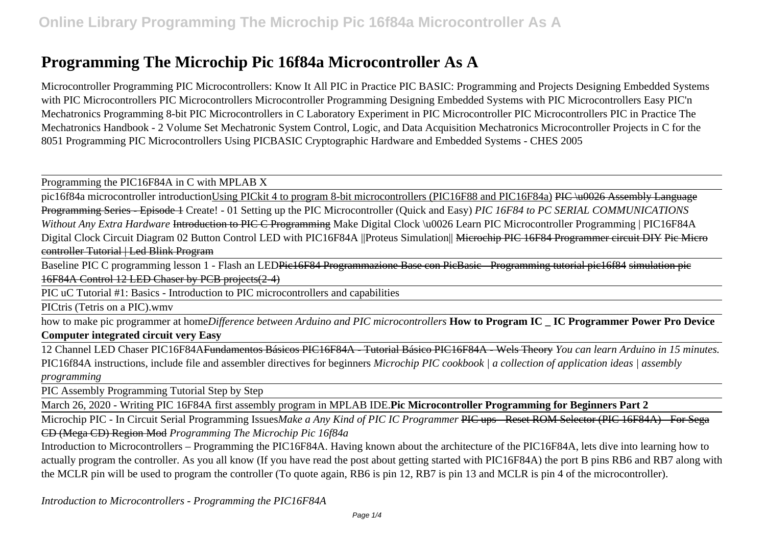# Programming The Microchip Pic 16f84a Microcontroller As A

Microcontroller Programming PIC Microcontrollers: Know It All PIC in Practice PIC BASIC: Programming and Projects Designing Embedded Systems with PIC Microcontrollers PIC Microcontrollers Microcontroller Programming Designing Embedded Systems with PIC Microcontrollers Easy PIC'n Mechatronics Programming 8-bit PIC Microcontrollers in C Laboratory Experiment in PIC Microcontroller PIC Microcontrollers PIC in Practice The Mechatronics Handbook - 2 Volume Set Mechatronic System Control, Logic, and Data Acquisition Mechatronics Microcontroller Projects in C for the 8051 Programming PIC Microcontrollers Using PICBASIC Cryptographic Hardware and Embedded Systems - CHES 2005

---

Programming the PIC16F84A in C with MPLAB X

---

pic16f84a microcontroller introductionUsing PICkit 4 to program 8-bit microcontrollers (PIC16F88 and PIC16F84a) ~~PIC \u0026 Assembly Language Programming Series - Episode 1~~ Create! - 01 Setting up the PIC Microcontroller (Quick and Easy) *PIC 16F84 to PC SERIAL COMMUNICATIONS Without Any Extra Hardware* ~~Introduction to PIC C Programming~~ Make Digital Clock \u0026 Learn PIC Microcontroller Programming | PIC16F84A Digital Clock Circuit Diagram 02 Button Control LED with PIC16F84A ||Proteus Simulation|| ~~Microchip PIC 16F84 Programmer circuit DIY~~ ~~Pic Micro controller Tutorial | Led Blink Program~~

---

Baseline PIC C programming lesson 1 - Flash an LED~~Pic16F84 Programmazione Base con PicBasic - Programming tutorial pic16f84~~ ~~simulation pic 16F84A Control 12 LED Chaser by PCB projects(2-4)~~

---

PIC uC Tutorial #1: Basics - Introduction to PIC microcontrollers and capabilities

---

PICtris (Tetris on a PIC).wmv

---

how to make pic programmer at home*Difference between Arduino and PIC microcontrollers* **How to Program IC _ IC Programmer Power Pro Device Computer integrated circuit very Easy**

---

12 Channel LED Chaser PIC16F84A~~Fundamentos Básicos PIC16F84A - Tutorial Básico PIC16F84A - Wels Theory~~ *You can learn Arduino in 15 minutes.* PIC16f84A instructions, include file and assembler directives for beginners *Microchip PIC cookbook | a collection of application ideas | assembly programming*

---

PIC Assembly Programming Tutorial Step by Step

---

March 26, 2020 - Writing PIC 16F84A first assembly program in MPLAB IDE.**Pic Microcontroller Programming for Beginners Part 2**

---

Microchip PIC - In Circuit Serial Programming Issues*Make a Any Kind of PIC IC Programmer* ~~PIC ups - Reset ROM Selector (PIC 16F84A) - For Sega CD (Mega CD) Region Mod~~ *Programming The Microchip Pic 16f84a*

Introduction to Microcontrollers – Programming the PIC16F84A. Having known about the architecture of the PIC16F84A, lets dive into learning how to actually program the controller. As you all know (If you have read the post about getting started with PIC16F84A) the port B pins RB6 and RB7 along with the MCLR pin will be used to program the controller (To quote again, RB6 is pin 12, RB7 is pin 13 and MCLR is pin 4 of the microcontroller).

*Introduction to Microcontrollers - Programming the PIC16F84A*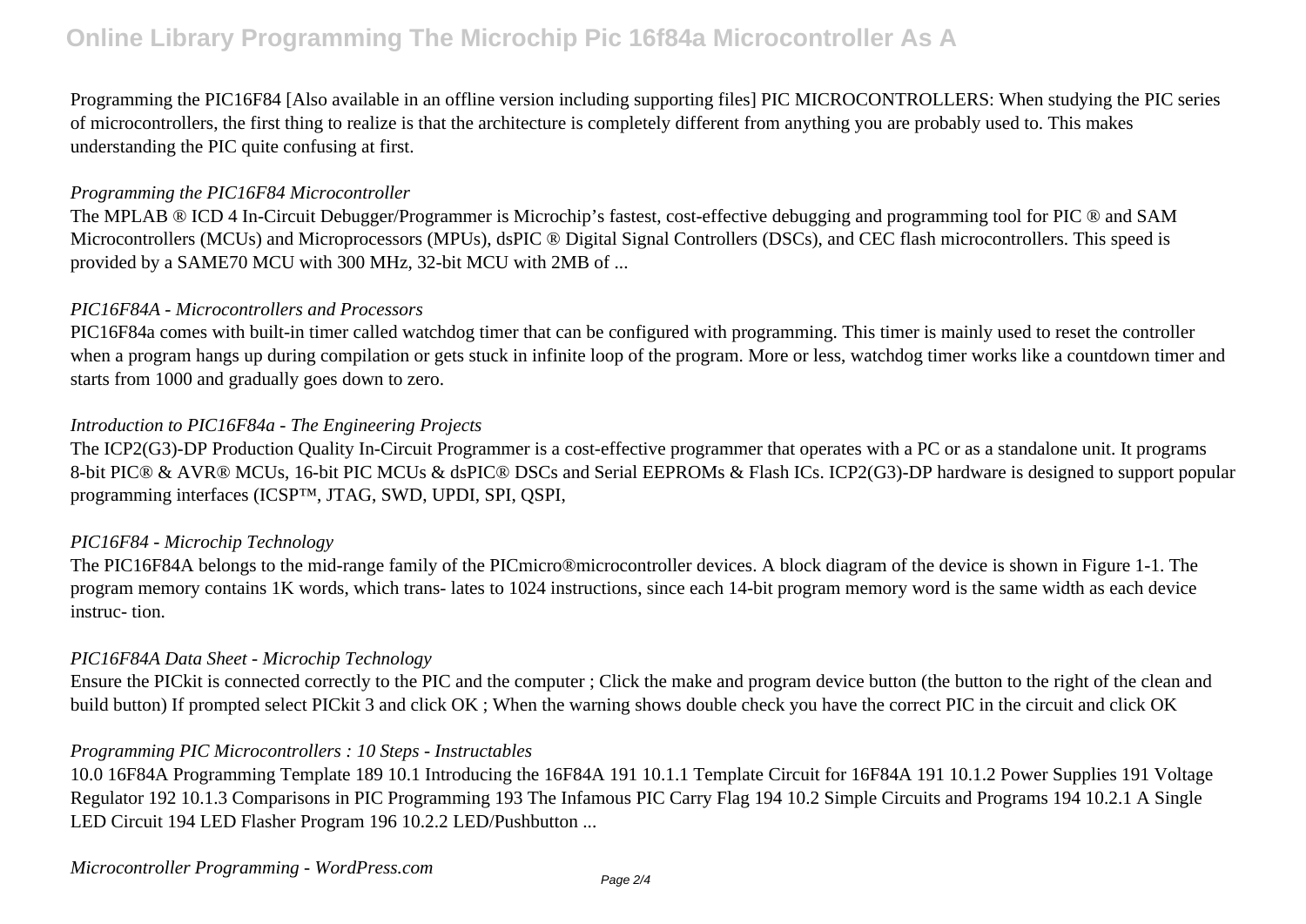Programming the PIC16F84 [Also available in an offline version including supporting files] PIC MICROCONTROLLERS: When studying the PIC series of microcontrollers, the first thing to realize is that the architecture is completely different from anything you are probably used to. This makes understanding the PIC quite confusing at first.

*Programming the PIC16F84 Microcontroller*

The MPLAB ® ICD 4 In-Circuit Debugger/Programmer is Microchip's fastest, cost-effective debugging and programming tool for PIC ® and SAM Microcontrollers (MCUs) and Microprocessors (MPUs), dsPIC ® Digital Signal Controllers (DSCs), and CEC flash microcontrollers. This speed is provided by a SAME70 MCU with 300 MHz, 32-bit MCU with 2MB of ...

*PIC16F84A - Microcontrollers and Processors*

PIC16F84a comes with built-in timer called watchdog timer that can be configured with programming. This timer is mainly used to reset the controller when a program hangs up during compilation or gets stuck in infinite loop of the program. More or less, watchdog timer works like a countdown timer and starts from 1000 and gradually goes down to zero.

*Introduction to PIC16F84a - The Engineering Projects*

The ICP2(G3)-DP Production Quality In-Circuit Programmer is a cost-effective programmer that operates with a PC or as a standalone unit. It programs 8-bit PIC® & AVR® MCUs, 16-bit PIC MCUs & dsPIC® DSCs and Serial EEPROMs & Flash ICs. ICP2(G3)-DP hardware is designed to support popular programming interfaces (ICSP™, JTAG, SWD, UPDI, SPI, QSPI,

*PIC16F84 - Microchip Technology*

The PIC16F84A belongs to the mid-range family of the PICmicro®microcontroller devices. A block diagram of the device is shown in Figure 1-1. The program memory contains 1K words, which trans- lates to 1024 instructions, since each 14-bit program memory word is the same width as each device instruc- tion.

*PIC16F84A Data Sheet - Microchip Technology*

Ensure the PICkit is connected correctly to the PIC and the computer ; Click the make and program device button (the button to the right of the clean and build button) If prompted select PICkit 3 and click OK ; When the warning shows double check you have the correct PIC in the circuit and click OK

*Programming PIC Microcontrollers : 10 Steps - Instructables*

10.0 16F84A Programming Template 189 10.1 Introducing the 16F84A 191 10.1.1 Template Circuit for 16F84A 191 10.1.2 Power Supplies 191 Voltage Regulator 192 10.1.3 Comparisons in PIC Programming 193 The Infamous PIC Carry Flag 194 10.2 Simple Circuits and Programs 194 10.2.1 A Single LED Circuit 194 LED Flasher Program 196 10.2.2 LED/Pushbutton ...

*Microcontroller Programming - WordPress.com*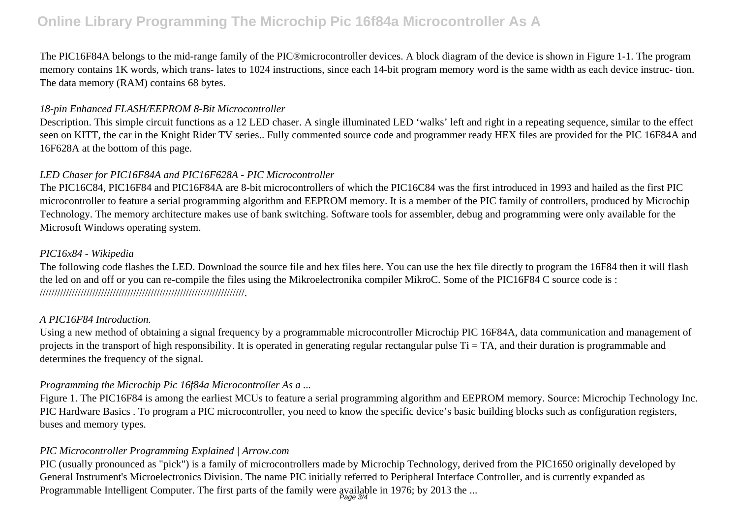The PIC16F84A belongs to the mid-range family of the PIC®microcontroller devices. A block diagram of the device is shown in Figure 1-1. The program memory contains 1K words, which trans- lates to 1024 instructions, since each 14-bit program memory word is the same width as each device instruc- tion. The data memory (RAM) contains 68 bytes.

*18-pin Enhanced FLASH/EEPROM 8-Bit Microcontroller*

Description. This simple circuit functions as a 12 LED chaser. A single illuminated LED 'walks' left and right in a repeating sequence, similar to the effect seen on KITT, the car in the Knight Rider TV series.. Fully commented source code and programmer ready HEX files are provided for the PIC 16F84A and 16F628A at the bottom of this page.

*LED Chaser for PIC16F84A and PIC16F628A - PIC Microcontroller*

The PIC16C84, PIC16F84 and PIC16F84A are 8-bit microcontrollers of which the PIC16C84 was the first introduced in 1993 and hailed as the first PIC microcontroller to feature a serial programming algorithm and EEPROM memory. It is a member of the PIC family of controllers, produced by Microchip Technology. The memory architecture makes use of bank switching. Software tools for assembler, debug and programming were only available for the Microsoft Windows operating system.

*PIC16x84 - Wikipedia*

The following code flashes the LED. Download the source file and hex files here. You can use the hex file directly to program the 16F84 then it will flash the led on and off or you can re-compile the files using the Mikroelectronika compiler MikroC. Some of the PIC16F84 C source code is : ////////////////////////////////////////////////////////////////////////.

*A PIC16F84 Introduction.*

Using a new method of obtaining a signal frequency by a programmable microcontroller Microchip PIC 16F84A, data communication and management of projects in the transport of high responsibility. It is operated in generating regular rectangular pulse Ti = TA, and their duration is programmable and determines the frequency of the signal.

*Programming the Microchip Pic 16f84a Microcontroller As a ...*

Figure 1. The PIC16F84 is among the earliest MCUs to feature a serial programming algorithm and EEPROM memory. Source: Microchip Technology Inc. PIC Hardware Basics . To program a PIC microcontroller, you need to know the specific device's basic building blocks such as configuration registers, buses and memory types.

*PIC Microcontroller Programming Explained | Arrow.com*

PIC (usually pronounced as "pick") is a family of microcontrollers made by Microchip Technology, derived from the PIC1650 originally developed by General Instrument's Microelectronics Division. The name PIC initially referred to Peripheral Interface Controller, and is currently expanded as Programmable Intelligent Computer. The first parts of the family were available in 1976; by 2013 the ...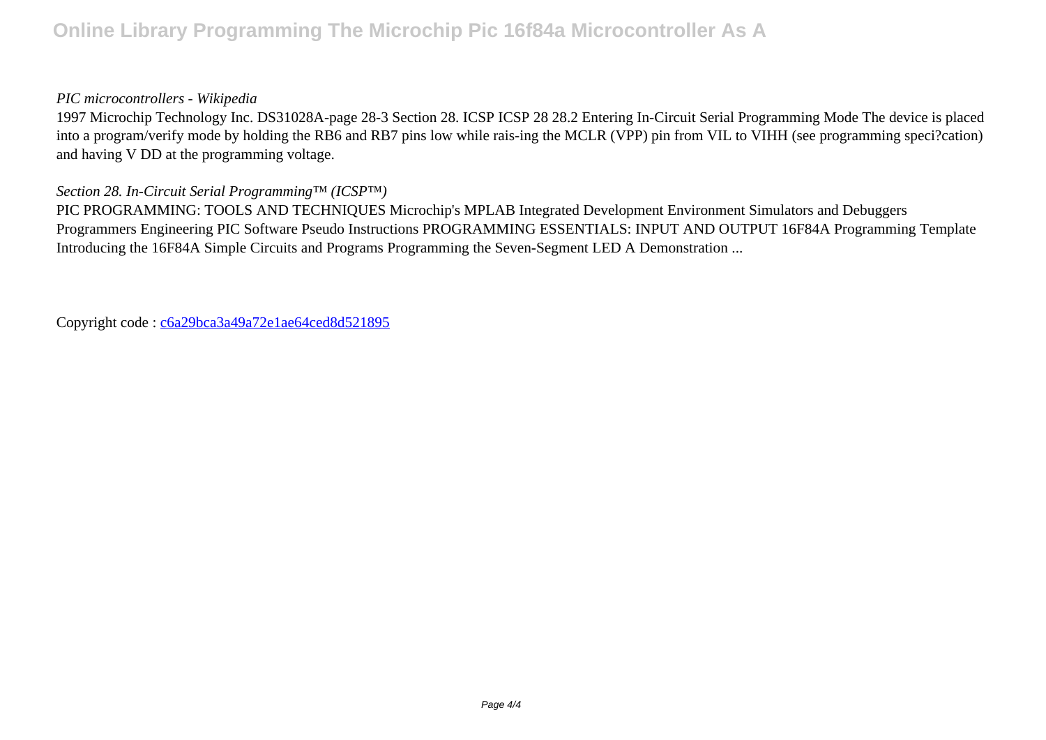*PIC microcontrollers - Wikipedia*

1997 Microchip Technology Inc. DS31028A-page 28-3 Section 28. ICSP ICSP 28 28.2 Entering In-Circuit Serial Programming Mode The device is placed into a program/verify mode by holding the RB6 and RB7 pins low while rais-ing the MCLR (VPP) pin from VIL to VIHH (see programming speci?cation) and having V DD at the programming voltage.

*Section 28. In-Circuit Serial Programming™ (ICSP™)*

PIC PROGRAMMING: TOOLS AND TECHNIQUES Microchip's MPLAB Integrated Development Environment Simulators and Debuggers Programmers Engineering PIC Software Pseudo Instructions PROGRAMMING ESSENTIALS: INPUT AND OUTPUT 16F84A Programming Template Introducing the 16F84A Simple Circuits and Programs Programming the Seven-Segment LED A Demonstration ...

Copyright code : c6a29bca3a49a72e1ae64ced8d521895